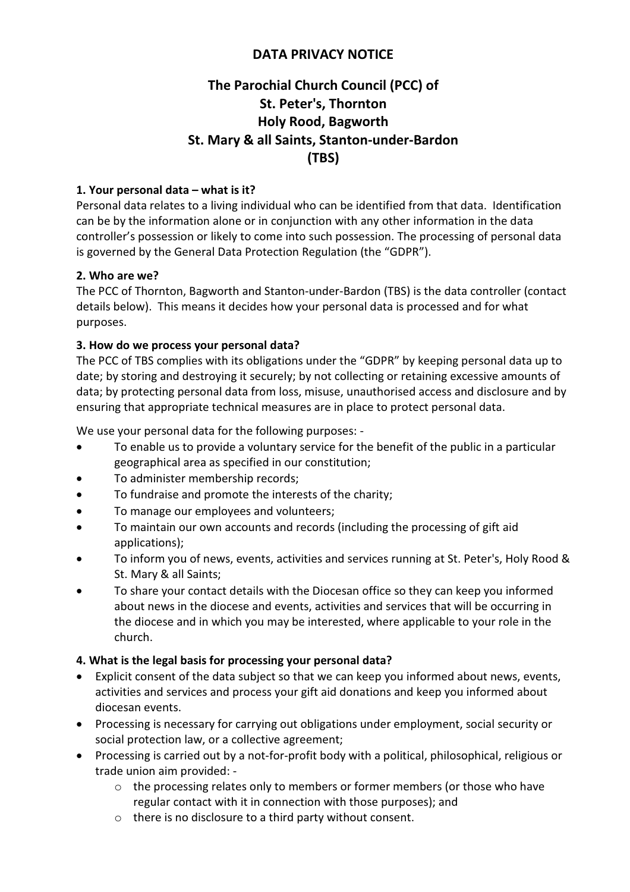# DATA PRIVACY NOTICE

## The Parochial Church Council (PCC) of St. Peter's, Thornton Holy Rood, Bagworth St. Mary & all Saints, Stanton-under-Bardon (TBS)

### 1. Your personal data – what is it?

Personal data relates to a living individual who can be identified from that data. Identification can be by the information alone or in conjunction with any other information in the data controller's possession or likely to come into such possession. The processing of personal data is governed by the General Data Protection Regulation (the "GDPR").

### 2. Who are we?

The PCC of Thornton, Bagworth and Stanton-under-Bardon (TBS) is the data controller (contact details below). This means it decides how your personal data is processed and for what purposes.

### 3. How do we process your personal data?

The PCC of TBS complies with its obligations under the "GDPR" by keeping personal data up to date; by storing and destroying it securely; by not collecting or retaining excessive amounts of data; by protecting personal data from loss, misuse, unauthorised access and disclosure and by ensuring that appropriate technical measures are in place to protect personal data.

We use your personal data for the following purposes: -

- To enable us to provide a voluntary service for the benefit of the public in a particular geographical area as specified in our constitution;
- To administer membership records;
- To fundraise and promote the interests of the charity;
- To manage our employees and volunteers;
- To maintain our own accounts and records (including the processing of gift aid applications);
- To inform you of news, events, activities and services running at St. Peter's, Holy Rood & St. Mary & all Saints;
- To share your contact details with the Diocesan office so they can keep you informed about news in the diocese and events, activities and services that will be occurring in the diocese and in which you may be interested, where applicable to your role in the church.

### 4. What is the legal basis for processing your personal data?

- Explicit consent of the data subject so that we can keep you informed about news, events, activities and services and process your gift aid donations and keep you informed about diocesan events.
- Processing is necessary for carrying out obligations under employment, social security or social protection law, or a collective agreement;
- Processing is carried out by a not-for-profit body with a political, philosophical, religious or trade union aim provided: -
  - the processing relates only to members or former members (or those who have regular contact with it in connection with those purposes); and
  - there is no disclosure to a third party without consent.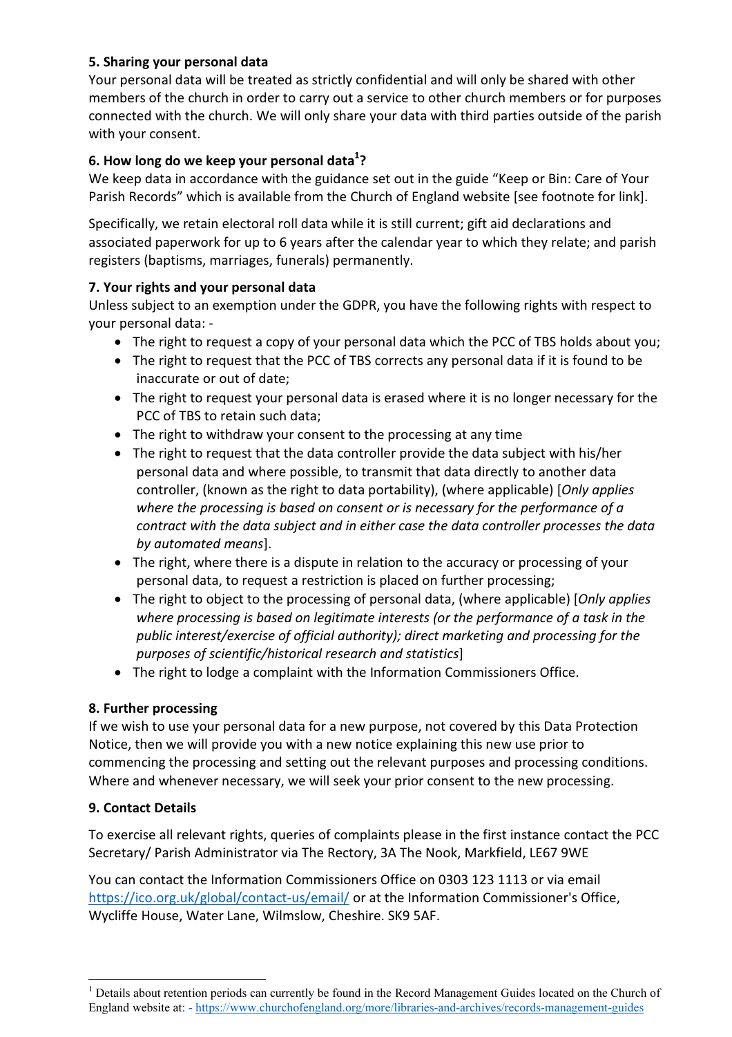**5. Sharing your personal data**

Your personal data will be treated as strictly confidential and will only be shared with other members of the church in order to carry out a service to other church members or for purposes connected with the church. We will only share your data with third parties outside of the parish with your consent.

**6. How long do we keep your personal data[1]?**

We keep data in accordance with the guidance set out in the guide "Keep or Bin: Care of Your Parish Records" which is available from the Church of England website [see footnote for link].

Specifically, we retain electoral roll data while it is still current; gift aid declarations and associated paperwork for up to 6 years after the calendar year to which they relate; and parish registers (baptisms, marriages, funerals) permanently.

**7. Your rights and your personal data**

Unless subject to an exemption under the GDPR, you have the following rights with respect to your personal data: -

- The right to request a copy of your personal data which the PCC of TBS holds about you;
- The right to request that the PCC of TBS corrects any personal data if it is found to be inaccurate or out of date;
- The right to request your personal data is erased where it is no longer necessary for the PCC of TBS to retain such data;
- The right to withdraw your consent to the processing at any time
- The right to request that the data controller provide the data subject with his/her personal data and where possible, to transmit that data directly to another data controller, (known as the right to data portability), (where applicable) [*Only applies where the processing is based on consent or is necessary for the performance of a contract with the data subject and in either case the data controller processes the data by automated means*].
- The right, where there is a dispute in relation to the accuracy or processing of your personal data, to request a restriction is placed on further processing;
- The right to object to the processing of personal data, (where applicable) [*Only applies where processing is based on legitimate interests (or the performance of a task in the public interest/exercise of official authority); direct marketing and processing for the purposes of scientific/historical research and statistics*]
- The right to lodge a complaint with the Information Commissioners Office.

**8. Further processing**

If we wish to use your personal data for a new purpose, not covered by this Data Protection Notice, then we will provide you with a new notice explaining this new use prior to commencing the processing and setting out the relevant purposes and processing conditions. Where and whenever necessary, we will seek your prior consent to the new processing.

**9. Contact Details**

To exercise all relevant rights, queries of complaints please in the first instance contact the PCC Secretary/ Parish Administrator via The Rectory, 3A The Nook, Markfield, LE67 9WE

You can contact the Information Commissioners Office on 0303 123 1113 or via email https://ico.org.uk/global/contact-us/email/ or at the Information Commissioner's Office, Wycliffe House, Water Lane, Wilmslow, Cheshire. SK9 5AF.

---

[1] Details about retention periods can currently be found in the Record Management Guides located on the Church of England website at: - https://www.churchofengland.org/more/libraries-and-archives/records-management-guides